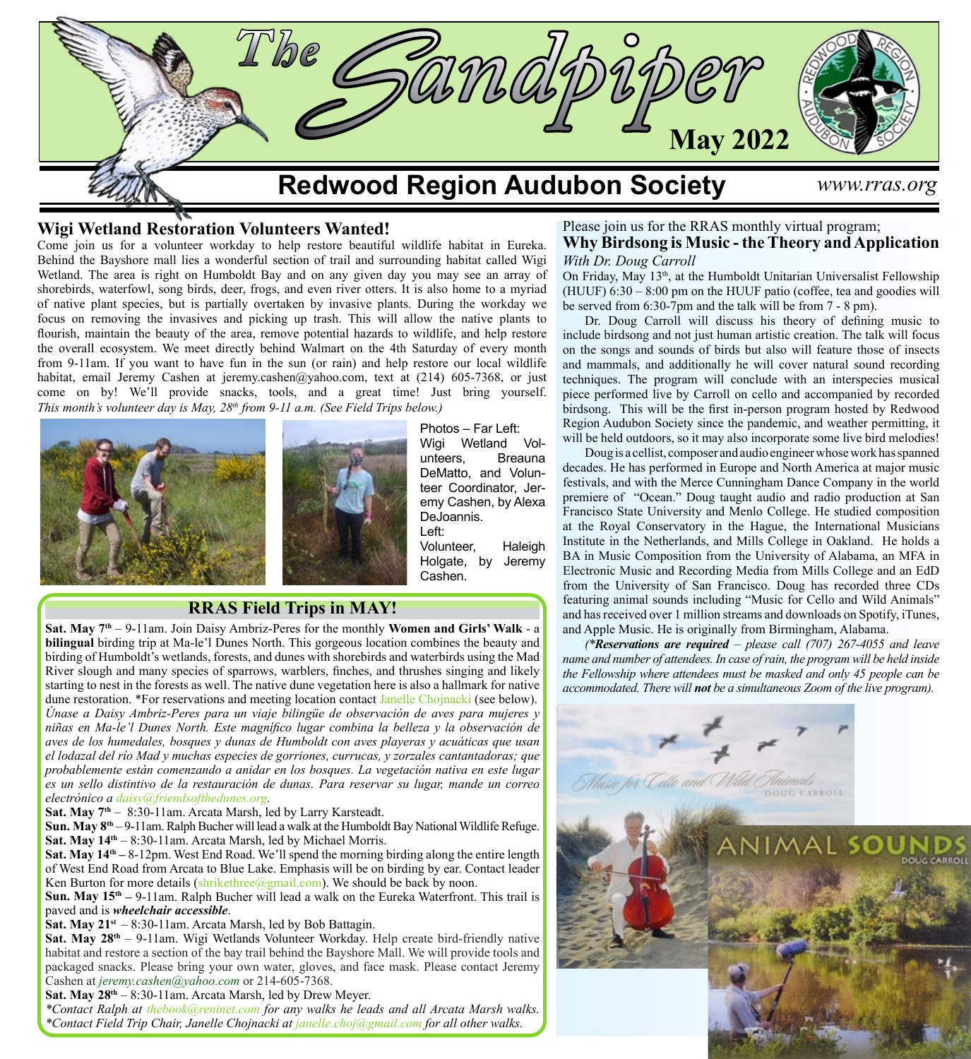# The Sandpiper

**May 2022**

## Redwood Region Audubon Society

*www.rras.org*

### Wigi Wetland Restoration Volunteers Wanted!

Come join us for a volunteer workday to help restore beautiful wildlife habitat in Eureka. Behind the Bayshore mall lies a wonderful section of trail and surrounding habitat called Wigi Wetland. The area is right on Humboldt Bay and on any given day you may see an array of shorebirds, waterfowl, song birds, deer, frogs, and even river otters. It is also home to a myriad of native plant species, but is partially overtaken by invasive plants. During the workday we focus on removing the invasives and picking up trash. This will allow the native plants to flourish, maintain the beauty of the area, remove potential hazards to wildlife, and help restore the overall ecosystem. We meet directly behind Walmart on the 4th Saturday of every month from 9-11am. If you want to have fun in the sun (or rain) and help restore our local wildlife habitat, email Jeremy Cashen at jeremy.cashen@yahoo.com, text at (214) 605-7368, or just come on by! We'll provide snacks, tools, and a great time! Just bring yourself. *This month's volunteer day is May, 28th from 9-11 a.m. (See Field Trips below.)*

Photos – Far Left: Wigi Wetland Volunteers, Breauna DeMatto, and Volunteer Coordinator, Jeremy Cashen, by Alexa DeJoannis. Left: Volunteer, Haleigh Holgate, by Jeremy Cashen.

### RRAS Field Trips in MAY!

**Sat. May 7th** – 9-11am. Join Daisy Ambriz-Peres for the monthly **Women and Girls' Walk** - a **bilingual** birding trip at Ma-le'l Dunes North. This gorgeous location combines the beauty and birding of Humboldt's wetlands, forests, and dunes with shorebirds and waterbirds using the Mad River slough and many species of sparrows, warblers, finches, and thrushes singing and likely starting to nest in the forests as well. The native dune vegetation here is also a hallmark for native dune restoration. *For reservations and meeting location contact Janelle Chojnacki (see below).
*Únase a Daisy Ambriz-Peres para un viaje bilingüe de observación de aves para mujeres y niñas en Ma-le'l Dunes North. Este magnífico lugar combina la belleza y la observación de aves de los humedales, bosques y dunas de Humboldt con aves playeras y acuáticas que usan el lodazal del río Mad y muchas especies de gorriones, currucas, y zorzales cantantadoras; que probablemente están comenzando a anidar en los bosques. La vegetación nativa en este lugar es un sello distintivo de la restauración de dunas. Para reservar su lugar, mande un correo electrónico a daisy@friendsofthedunes.org.*

**Sat. May 7th** – 8:30-11am. Arcata Marsh, led by Larry Karsteadt.

**Sun. May 8th** – 9-11am. Ralph Bucher will lead a walk at the Humboldt Bay National Wildlife Refuge.

**Sat. May 14th** – 8:30-11am. Arcata Marsh, led by Michael Morris.

**Sat. May 14th** – 8-12pm. West End Road. We'll spend the morning birding along the entire length of West End Road from Arcata to Blue Lake. Emphasis will be on birding by ear. Contact leader Ken Burton for more details (shrikethree@gmail.com). We should be back by noon.

**Sun. May 15th** – 9-11am. Ralph Bucher will lead a walk on the Eureka Waterfront. This trail is paved and is ***wheelchair accessible***.

**Sat. May 21st** – 8:30-11am. Arcata Marsh, led by Bob Battagin.

**Sat. May 28th** – 9-11am. Wigi Wetlands Volunteer Workday. Help create bird-friendly native habitat and restore a section of the bay trail behind the Bayshore Mall. We will provide tools and packaged snacks. Please bring your own water, gloves, and face mask. Please contact Jeremy Cashen at *jeremy.cashen@yahoo.com* or 214-605-7368.

**Sat. May 28th** – 8:30-11am. Arcata Marsh, led by Drew Meyer.

*\*Contact Ralph at thebook@reninet.com for any walks he leads and all Arcata Marsh walks.*
*\*Contact Field Trip Chair, Janelle Chojnacki at janelle.choj@gmail.com for all other walks.*

Please join us for the RRAS monthly virtual program;

### Why Birdsong is Music - the Theory and Application

*With Dr. Doug Carroll*

On Friday, May 13th, at the Humboldt Unitarian Universalist Fellowship (HUUF) 6:30 – 8:00 pm on the HUUF patio (coffee, tea and goodies will be served from 6:30-7pm and the talk will be from 7 - 8 pm).

Dr. Doug Carroll will discuss his theory of defining music to include birdsong and not just human artistic creation. The talk will focus on the songs and sounds of birds but also will feature those of insects and mammals, and additionally he will cover natural sound recording techniques. The program will conclude with an interspecies musical piece performed live by Carroll on cello and accompanied by recorded birdsong. This will be the first in-person program hosted by Redwood Region Audubon Society since the pandemic, and weather permitting, it will be held outdoors, so it may also incorporate some live bird melodies!

Doug is a cellist, composer and audio engineer whose work has spanned decades. He has performed in Europe and North America at major music festivals, and with the Merce Cunningham Dance Company in the world premiere of "Ocean." Doug taught audio and radio production at San Francisco State University and Menlo College. He studied composition at the Royal Conservatory in the Hague, the International Musicians Institute in the Netherlands, and Mills College in Oakland. He holds a BA in Music Composition from the University of Alabama, an MFA in Electronic Music and Recording Media from Mills College and an EdD from the University of San Francisco. Doug has recorded three CDs featuring animal sounds including "Music for Cello and Wild Animals" and has received over 1 million streams and downloads on Spotify, iTunes, and Apple Music. He is originally from Birmingham, Alabama.

*(\***Reservations are required** – please call (707) 267-4055 and leave name and number of attendees. In case of rain, the program will be held inside the Fellowship where attendees must be masked and only 45 people can be accommodated. There will **not** be a simultaneous Zoom of the live program).*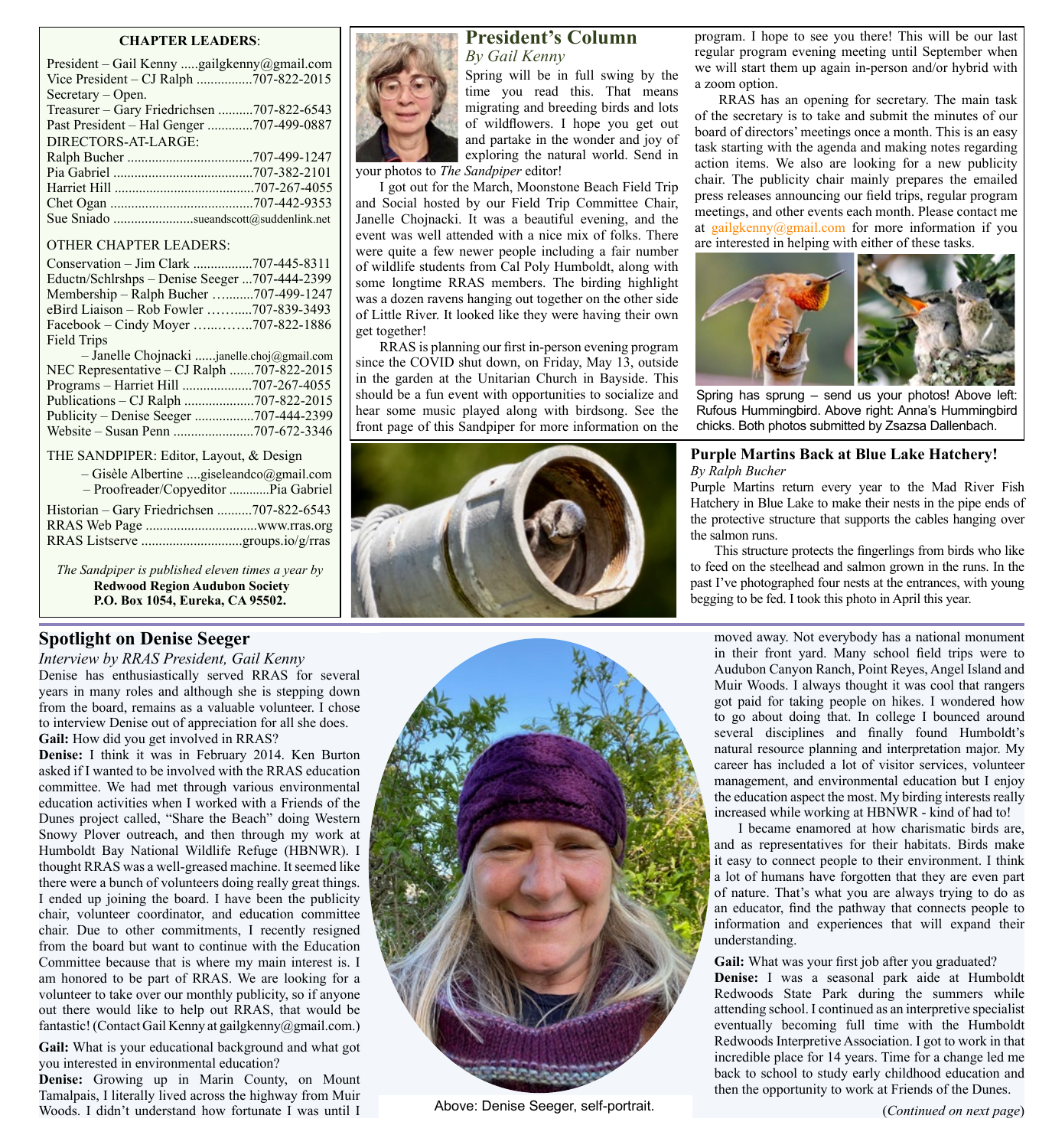**CHAPTER LEADERS**:

President – Gail Kenny .....gailgkenny@gmail.com
Vice President – CJ Ralph ................707-822-2015
Secretary – Open.
Treasurer – Gary Friedrichsen ..........707-822-6543
Past President – Hal Genger .............707-499-0887
DIRECTORS-AT-LARGE:
Ralph Bucher ....................................707-499-1247
Pia Gabriel ........................................707-382-2101
Harriet Hill ........................................707-267-4055
Chet Ogan .........................................707-442-9353
Sue Sniado .......................sueandscott@suddenlink.net

OTHER CHAPTER LEADERS:
Conservation – Jim Clark .................707-445-8311
Eductn/Schlrshps – Denise Seeger ...707-444-2399
Membership – Ralph Bucher …..........707-499-1247
eBird Liaison – Rob Fowler ……......707-839-3493
Facebook – Cindy Moyer …...……...707-822-1886
Field Trips
– Janelle Chojnacki ......janelle.choj@gmail.com
NEC Representative – CJ Ralph .......707-822-2015
Programs – Harriet Hill ....................707-267-4055
Publications – CJ Ralph ....................707-822-2015
Publicity – Denise Seeger .................707-444-2399
Website – Susan Penn .......................707-672-3346

THE SANDPIPER: Editor, Layout, & Design
– Gisèle Albertine ....giseleandco@gmail.com
– Proofreader/Copyeditor ............Pia Gabriel

Historian – Gary Friedrichsen ..........707-822-6543
RRAS Web Page ................................www.rras.org
RRAS Listserve .............................groups.io/g/rras

*The Sandpiper is published eleven times a year by*
**Redwood Region Audubon Society**
**P.O. Box 1054, Eureka, CA 95502.**

## President's Column

*By Gail Kenny*

Spring will be in full swing by the time you read this. That means migrating and breeding birds and lots of wildflowers. I hope you get out and partake in the wonder and joy of exploring the natural world. Send in your photos to *The Sandpiper* editor!

I got out for the March, Moonstone Beach Field Trip and Social hosted by our Field Trip Committee Chair, Janelle Chojnacki. It was a beautiful evening, and the event was well attended with a nice mix of folks. There were quite a few newer people including a fair number of wildlife students from Cal Poly Humboldt, along with some longtime RRAS members. The birding highlight was a dozen ravens hanging out together on the other side of Little River. It looked like they were having their own get together!

RRAS is planning our first in-person evening program since the COVID shut down, on Friday, May 13, outside in the garden at the Unitarian Church in Bayside. This should be a fun event with opportunities to socialize and hear some music played along with birdsong. See the front page of this Sandpiper for more information on the program. I hope to see you there! This will be our last regular program evening meeting until September when we will start them up again in-person and/or hybrid with a zoom option.

RRAS has an opening for secretary. The main task of the secretary is to take and submit the minutes of our board of directors' meetings once a month. This is an easy task starting with the agenda and making notes regarding action items. We also are looking for a new publicity chair. The publicity chair mainly prepares the emailed press releases announcing our field trips, regular program meetings, and other events each month. Please contact me at gailgkenny@gmail.com for more information if you are interested in helping with either of these tasks.

Spring has sprung – send us your photos! Above left: Rufous Hummingbird. Above right: Anna's Hummingbird chicks. Both photos submitted by Zsazsa Dallenbach.

## Purple Martins Back at Blue Lake Hatchery!

*By Ralph Bucher*

Purple Martins return every year to the Mad River Fish Hatchery in Blue Lake to make their nests in the pipe ends of the protective structure that supports the cables hanging over the salmon runs.

This structure protects the fingerlings from birds who like to feed on the steelhead and salmon grown in the runs. In the past I've photographed four nests at the entrances, with young begging to be fed. I took this photo in April this year.

## Spotlight on Denise Seeger

*Interview by RRAS President, Gail Kenny*

Denise has enthusiastically served RRAS for several years in many roles and although she is stepping down from the board, remains as a valuable volunteer. I chose to interview Denise out of appreciation for all she does.

**Gail:** How did you get involved in RRAS?

**Denise:** I think it was in February 2014. Ken Burton asked if I wanted to be involved with the RRAS education committee. We had met through various environmental education activities when I worked with a Friends of the Dunes project called, "Share the Beach" doing Western Snowy Plover outreach, and then through my work at Humboldt Bay National Wildlife Refuge (HBNWR). I thought RRAS was a well-greased machine. It seemed like there were a bunch of volunteers doing really great things. I ended up joining the board. I have been the publicity chair, volunteer coordinator, and education committee chair. Due to other commitments, I recently resigned from the board but want to continue with the Education Committee because that is where my main interest is. I am honored to be part of RRAS. We are looking for a volunteer to take over our monthly publicity, so if anyone out there would like to help out RRAS, that would be fantastic! (Contact Gail Kenny at gailgkenny@gmail.com.)

**Gail:** What is your educational background and what got you interested in environmental education?

**Denise:** Growing up in Marin County, on Mount Tamalpais, I literally lived across the highway from Muir Woods. I didn't understand how fortunate I was until I moved away. Not everybody has a national monument in their front yard. Many school field trips were to Audubon Canyon Ranch, Point Reyes, Angel Island and Muir Woods. I always thought it was cool that rangers got paid for taking people on hikes. I wondered how to go about doing that. In college I bounced around several disciplines and finally found Humboldt's natural resource planning and interpretation major. My career has included a lot of visitor services, volunteer management, and environmental education but I enjoy the education aspect the most. My birding interests really increased while working at HBNWR - kind of had to!

I became enamored at how charismatic birds are, and as representatives for their habitats. Birds make it easy to connect people to their environment. I think a lot of humans have forgotten that they are even part of nature. That's what you are always trying to do as an educator, find the pathway that connects people to information and experiences that will expand their understanding.

Above: Denise Seeger, self-portrait.

**Gail:** What was your first job after you graduated?

**Denise:** I was a seasonal park aide at Humboldt Redwoods State Park during the summers while attending school. I continued as an interpretive specialist eventually becoming full time with the Humboldt Redwoods Interpretive Association. I got to work in that incredible place for 14 years. Time for a change led me back to school to study early childhood education and then the opportunity to work at Friends of the Dunes.

(*Continued on next page*)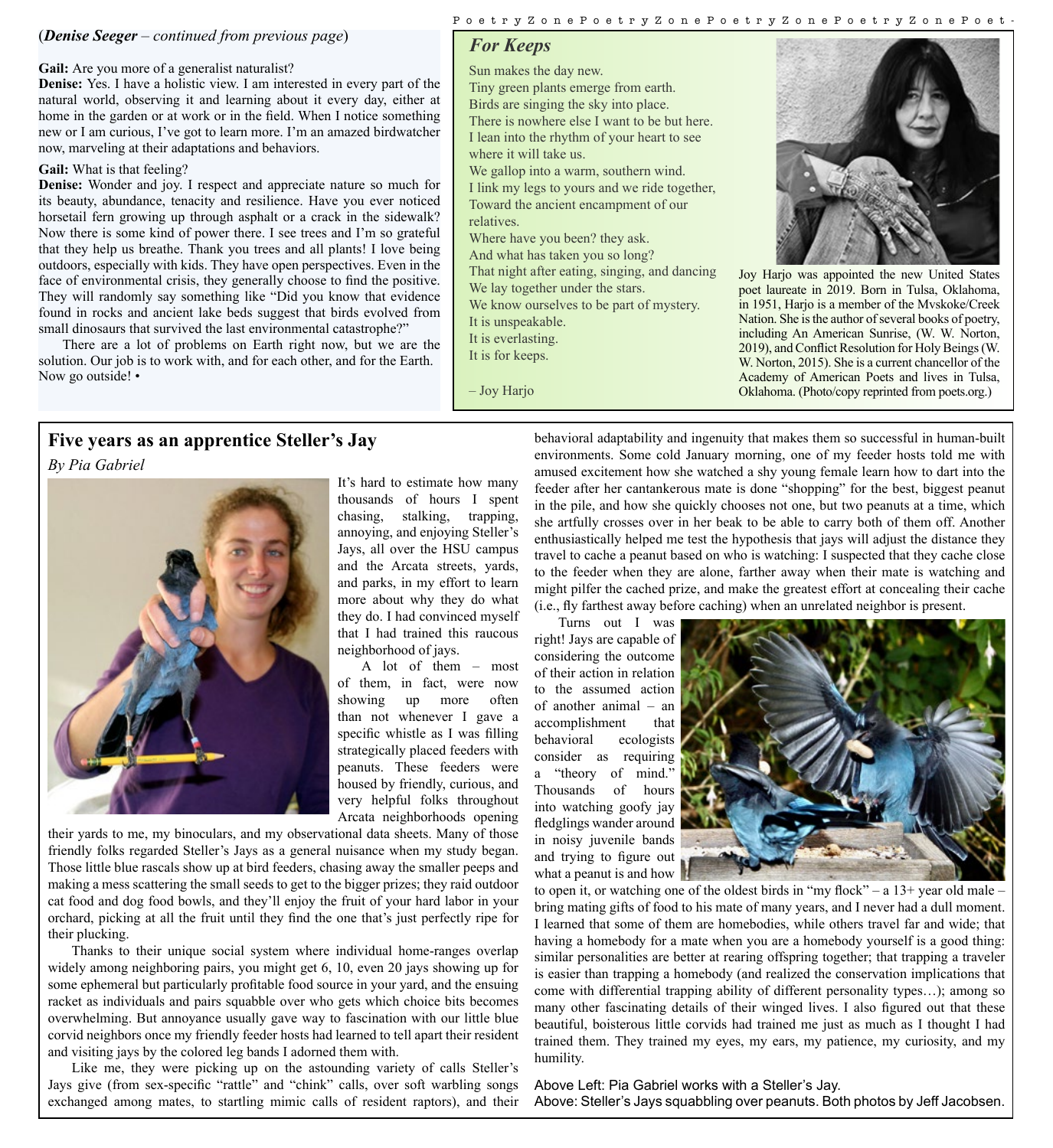(***Denise Seeger*** *– continued from previous page*)

**Gail:** Are you more of a generalist naturalist?
**Denise:** Yes. I have a holistic view. I am interested in every part of the natural world, observing it and learning about it every day, either at home in the garden or at work or in the field. When I notice something new or I am curious, I've got to learn more. I'm an amazed birdwatcher now, marveling at their adaptations and behaviors.

**Gail:** What is that feeling?
**Denise:** Wonder and joy. I respect and appreciate nature so much for its beauty, abundance, tenacity and resilience. Have you ever noticed horsetail fern growing up through asphalt or a crack in the sidewalk? Now there is some kind of power there. I see trees and I'm so grateful that they help us breathe. Thank you trees and all plants! I love being outdoors, especially with kids. They have open perspectives. Even in the face of environmental crisis, they generally choose to find the positive. They will randomly say something like "Did you know that evidence found in rocks and ancient lake beds suggest that birds evolved from small dinosaurs that survived the last environmental catastrophe?"

There are a lot of problems on Earth right now, but we are the solution. Our job is to work with, and for each other, and for the Earth. Now go outside! •

Poetry Zone

## *For Keeps*

Sun makes the day new.
Tiny green plants emerge from earth.
Birds are singing the sky into place.
There is nowhere else I want to be but here.
I lean into the rhythm of your heart to see
where it will take us.
We gallop into a warm, southern wind.
I link my legs to yours and we ride together,
Toward the ancient encampment of our
relatives.
Where have you been? they ask.
And what has taken you so long?
That night after eating, singing, and dancing
We lay together under the stars.
We know ourselves to be part of mystery.
It is unspeakable.
It is everlasting.
It is for keeps.

– Joy Harjo

Joy Harjo was appointed the new United States poet laureate in 2019. Born in Tulsa, Oklahoma, in 1951, Harjo is a member of the Mvskoke/Creek Nation. She is the author of several books of poetry, including An American Sunrise, (W. W. Norton, 2019), and Conflict Resolution for Holy Beings (W. W. Norton, 2015). She is a current chancellor of the Academy of American Poets and lives in Tulsa, Oklahoma. (Photo/copy reprinted from poets.org.)

## Five years as an apprentice Steller's Jay

*By Pia Gabriel*

It's hard to estimate how many thousands of hours I spent chasing, stalking, trapping, annoying, and enjoying Steller's Jays, all over the HSU campus and the Arcata streets, yards, and parks, in my effort to learn more about why they do what they do. I had convinced myself that I had trained this raucous neighborhood of jays.

A lot of them – most of them, in fact, were now showing up more often than not whenever I gave a specific whistle as I was filling strategically placed feeders with peanuts. These feeders were housed by friendly, curious, and very helpful folks throughout Arcata neighborhoods opening their yards to me, my binoculars, and my observational data sheets. Many of those friendly folks regarded Steller's Jays as a general nuisance when my study began. Those little blue rascals show up at bird feeders, chasing away the smaller peeps and making a mess scattering the small seeds to get to the bigger prizes; they raid outdoor cat food and dog food bowls, and they'll enjoy the fruit of your hard labor in your orchard, picking at all the fruit until they find the one that's just perfectly ripe for their plucking.

Thanks to their unique social system where individual home-ranges overlap widely among neighboring pairs, you might get 6, 10, even 20 jays showing up for some ephemeral but particularly profitable food source in your yard, and the ensuing racket as individuals and pairs squabble over who gets which choice bits becomes overwhelming. But annoyance usually gave way to fascination with our little blue corvid neighbors once my friendly feeder hosts had learned to tell apart their resident and visiting jays by the colored leg bands I adorned them with.

Like me, they were picking up on the astounding variety of calls Steller's Jays give (from sex-specific "rattle" and "chink" calls, over soft warbling songs exchanged among mates, to startling mimic calls of resident raptors), and their behavioral adaptability and ingenuity that makes them so successful in human-built environments. Some cold January morning, one of my feeder hosts told me with amused excitement how she watched a shy young female learn how to dart into the feeder after her cantankerous mate is done "shopping" for the best, biggest peanut in the pile, and how she quickly chooses not one, but two peanuts at a time, which she artfully crosses over in her beak to be able to carry both of them off. Another enthusiastically helped me test the hypothesis that jays will adjust the distance they travel to cache a peanut based on who is watching: I suspected that they cache close to the feeder when they are alone, farther away when their mate is watching and might pilfer the cached prize, and make the greatest effort at concealing their cache (i.e., fly farthest away before caching) when an unrelated neighbor is present.

Turns out I was right! Jays are capable of considering the outcome of their action in relation to the assumed action of another animal – an accomplishment that behavioral ecologists consider as requiring a "theory of mind." Thousands of hours into watching goofy jay fledglings wander around in noisy juvenile bands and trying to figure out what a peanut is and how to open it, or watching one of the oldest birds in "my flock" – a 13+ year old male – bring mating gifts of food to his mate of many years, and I never had a dull moment. I learned that some of them are homebodies, while others travel far and wide; that having a homebody for a mate when you are a homebody yourself is a good thing: similar personalities are better at rearing offspring together; that trapping a traveler is easier than trapping a homebody (and realized the conservation implications that come with differential trapping ability of different personality types…); among so many other fascinating details of their winged lives. I also figured out that these beautiful, boisterous little corvids had trained me just as much as I thought I had trained them. They trained my eyes, my ears, my patience, my curiosity, and my humility.

Above Left: Pia Gabriel works with a Steller's Jay.
Above: Steller's Jays squabbling over peanuts. Both photos by Jeff Jacobsen.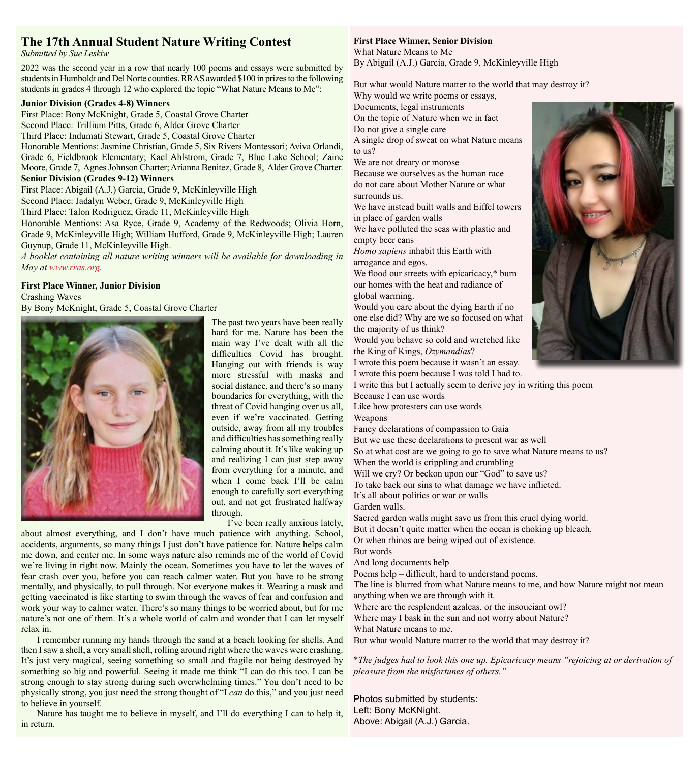# The 17th Annual Student Nature Writing Contest

*Submitted by Sue Leskiw*

2022 was the second year in a row that nearly 100 poems and essays were submitted by students in Humboldt and Del Norte counties. RRAS awarded $100 in prizes to the following students in grades 4 through 12 who explored the topic "What Nature Means to Me":

**Junior Division (Grades 4-8) Winners**

First Place: Bony McKnight, Grade 5, Coastal Grove Charter
Second Place: Trillium Pitts, Grade 6, Alder Grove Charter
Third Place: Indumati Stewart, Grade 5, Coastal Grove Charter
Honorable Mentions: Jasmine Christian, Grade 5, Six Rivers Montessori; Aviva Orlandi, Grade 6, Fieldbrook Elementary; Kael Ahlstrom, Grade 7, Blue Lake School; Zaine Moore, Grade 7, Agnes Johnson Charter; Arianna Benitez, Grade 8, Alder Grove Charter.

**Senior Division (Grades 9-12) Winners**

First Place: Abigail (A.J.) Garcia, Grade 9, McKinleyville High
Second Place: Jadalyn Weber, Grade 9, McKinleyville High
Third Place: Talon Rodriguez, Grade 11, McKinleyville High
Honorable Mentions: Asa Ryce, Grade 9, Academy of the Redwoods; Olivia Horn, Grade 9, McKinleyville High; William Hufford, Grade 9, McKinleyville High; Lauren Guynup, Grade 11, McKinleyville High.

*A booklet containing all nature writing winners will be available for downloading in May at www.rras.org.*

**First Place Winner, Junior Division**
Crashing Waves
By Bony McKnight, Grade 5, Coastal Grove Charter

The past two years have been really hard for me. Nature has been the main way I've dealt with all the difficulties Covid has brought. Hanging out with friends is way more stressful with masks and social distance, and there's so many boundaries for everything, with the threat of Covid hanging over us all, even if we're vaccinated. Getting outside, away from all my troubles and difficulties has something really calming about it. It's like waking up and realizing I can just step away from everything for a minute, and when I come back I'll be calm enough to carefully sort everything out, and not get frustrated halfway through.

I've been really anxious lately, about almost everything, and I don't have much patience with anything. School, accidents, arguments, so many things I just don't have patience for. Nature helps calm me down, and center me. In some ways nature also reminds me of the world of Covid we're living in right now. Mainly the ocean. Sometimes you have to let the waves of fear crash over you, before you can reach calmer water. But you have to be strong mentally, and physically, to pull through. Not everyone makes it. Wearing a mask and getting vaccinated is like starting to swim through the waves of fear and confusion and work your way to calmer water. There's so many things to be worried about, but for me nature's not one of them. It's a whole world of calm and wonder that I can let myself relax in.

I remember running my hands through the sand at a beach looking for shells. And then I saw a shell, a very small shell, rolling around right where the waves were crashing. It's just very magical, seeing something so small and fragile not being destroyed by something so big and powerful. Seeing it made me think "I can do this too. I can be strong enough to stay strong during such overwhelming times." You don't need to be physically strong, you just need the strong thought of "I *can* do this," and you just need to believe in yourself.

Nature has taught me to believe in myself, and I'll do everything I can to help it, in return.

**First Place Winner, Senior Division**
What Nature Means to Me
By Abigail (A.J.) Garcia, Grade 9, McKinleyville High

But what would Nature matter to the world that may destroy it?
Why would we write poems or essays,
Documents, legal instruments
On the topic of Nature when we in fact
Do not give a single care
A single drop of sweat on what Nature means to us?
We are not dreary or morose
Because we ourselves as the human race
do not care about Mother Nature or what surrounds us.
We have instead built walls and Eiffel towers in place of garden walls
We have polluted the seas with plastic and empty beer cans
*Homo sapiens* inhabit this Earth with arrogance and egos.
We flood our streets with epicaricacy,* burn our homes with the heat and radiance of global warming.
Would you care about the dying Earth if no one else did? Why are we so focused on what the majority of us think?
Would you behave so cold and wretched like the King of Kings, *Ozymandias*?
I wrote this poem because it wasn't an essay.
I wrote this poem because I was told I had to.
I write this but I actually seem to derive joy in writing this poem
Because I can use words
Like how protesters can use words
Weapons
Fancy declarations of compassion to Gaia
But we use these declarations to present war as well
So at what cost are we going to go to save what Nature means to us?
When the world is crippling and crumbling
Will we cry? Or beckon upon our "God" to save us?
To take back our sins to what damage we have inflicted.
It's all about politics or war or walls
Garden walls.
Sacred garden walls might save us from this cruel dying world.
But it doesn't quite matter when the ocean is choking up bleach.
Or when rhinos are being wiped out of existence.
But words
And long documents help
Poems help – difficult, hard to understand poems.
The line is blurred from what Nature means to me, and how Nature might not mean anything when we are through with it.
Where are the resplendent azaleas, or the insouciant owl?
Where may I bask in the sun and not worry about Nature?
What Nature means to me.
But what would Nature matter to the world that may destroy it?

**The judges had to look this one up. Epicaricacy means "rejoicing at or derivation of pleasure from the misfortunes of others."*

Photos submitted by students:
Left: Bony McKNight.
Above: Abigail (A.J.) Garcia.